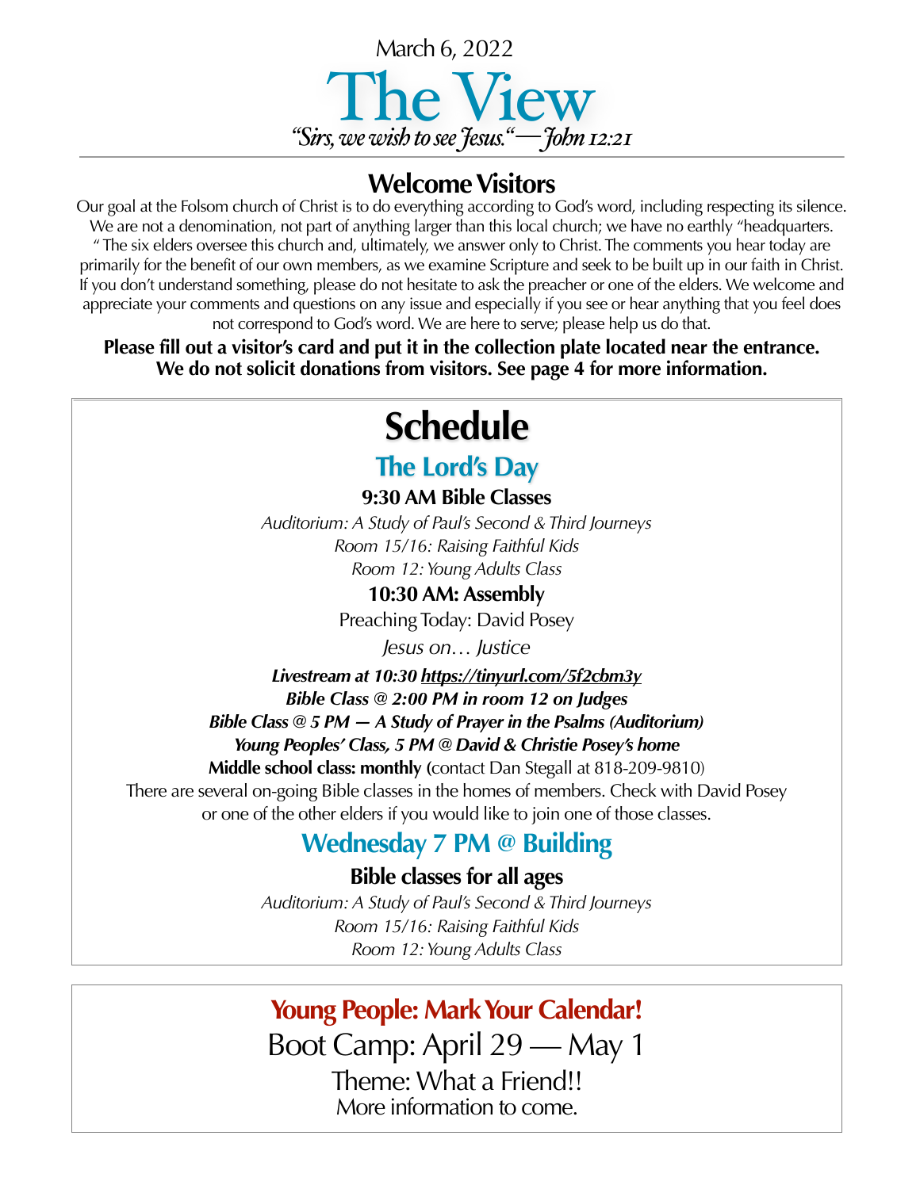March 6, 2022

# The View

*“Sirs, we wish to see Jesus.“—John 12:21*

## Welcome Visitors

Our goal at the Folsom church of Christ is to do everything according to God’s word, including respecting its silence. We are not a denomination, not part of anything larger than this local church; we have no earthly “headquarters. ” The six elders oversee this church and, ultimately, we answer only to Christ. The comments you hear today are primarily for the benefit of our own members, as we examine Scripture and seek to be built up in our faith in Christ. If you don’t understand something, please do not hesitate to ask the preacher or one of the elders. We welcome and appreciate your comments and questions on any issue and especially if you see or hear anything that you feel does not correspond to God’s word. We are here to serve; please help us do that.

**Please fill out a visitor’s card and put it in the collection plate located near the entrance. We do not solicit donations from visitors. See page 4 for more information.**

# Schedule

## The Lord’s Day

**9:30 AM Bible Classes**

*Auditorium: A Study of Paul’s Second & Third Journeys*
*Room 15/16: Raising Faithful Kids*
*Room 12: Young Adults Class*

**10:30 AM: Assembly**

Preaching Today: David Posey

*Jesus on… Justice*

***Livestream at 10:30 https://tinyurl.com/5f2cbm3y***
***Bible Class @ 2:00 PM in room 12 on Judges***
***Bible Class @ 5 PM — A Study of Prayer in the Psalms (Auditorium)***
***Young Peoples’ Class, 5 PM @ David & Christie Posey’s home***
**Middle school class: monthly** (contact Dan Stegall at 818-209-9810)

There are several on-going Bible classes in the homes of members. Check with David Posey or one of the other elders if you would like to join one of those classes.

## Wednesday 7 PM @ Building

**Bible classes for all ages**

*Auditorium: A Study of Paul’s Second & Third Journeys*
*Room 15/16: Raising Faithful Kids*
*Room 12: Young Adults Class*

## Young People: Mark Your Calendar!

Boot Camp: April 29 — May 1

Theme: What a Friend!!

More information to come.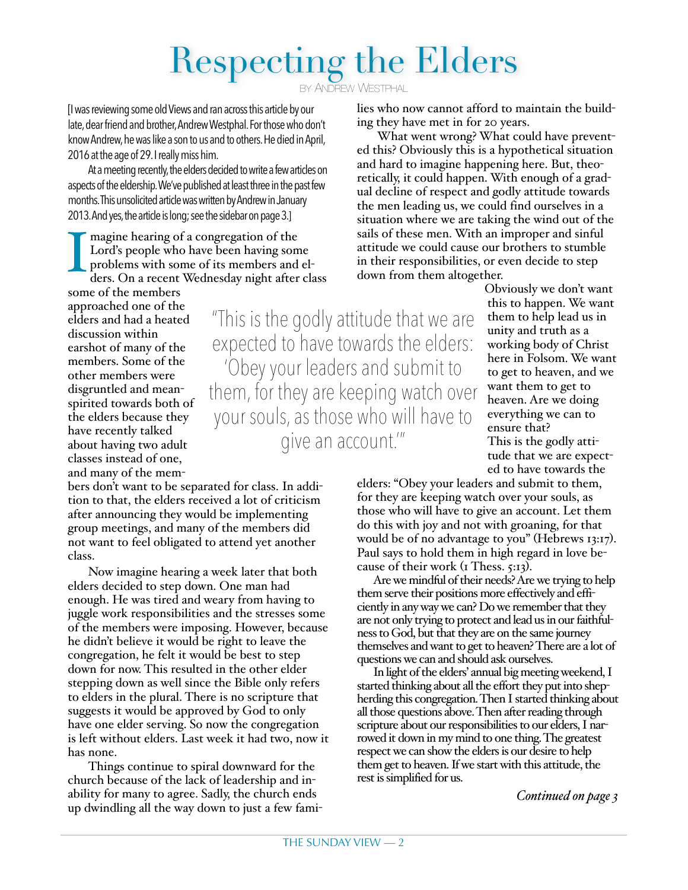# Respecting the Elders

BY ANDREW WESTPHAL

[I was reviewing some old Views and ran across this article by our late, dear friend and brother, Andrew Westphal. For those who don't know Andrew, he was like a son to us and to others. He died in April, 2016 at the age of 29. I really miss him.

At a meeting recently, the elders decided to write a few articles on aspects of the eldership. We've published at least three in the past few months. This unsolicited article was written by Andrew in January 2013. And yes, the article is long; see the sidebar on page 3.]

Imagine hearing of a congregation of the Lord's people who have been having some problems with some of its members and elders. On a recent Wednesday night after class some of the members approached one of the elders and had a heated discussion within earshot of many of the members. Some of the other members were disgruntled and mean-spirited towards both of the elders because they have recently talked about having two adult classes instead of one, and many of the members don't want to be separated for class. In addition to that, the elders received a lot of criticism after announcing they would be implementing group meetings, and many of the members did not want to feel obligated to attend yet another class.

Now imagine hearing a week later that both elders decided to step down. One man had enough. He was tired and weary from having to juggle work responsibilities and the stresses some of the members were imposing. However, because he didn't believe it would be right to leave the congregation, he felt it would be best to step down for now. This resulted in the other elder stepping down as well since the Bible only refers to elders in the plural. There is no scripture that suggests it would be approved by God to only have one elder serving. So now the congregation is left without elders. Last week it had two, now it has none.

Things continue to spiral downward for the church because of the lack of leadership and inability for many to agree. Sadly, the church ends up dwindling all the way down to just a few families who now cannot afford to maintain the building they have met in for 20 years.

What went wrong? What could have prevented this? Obviously this is a hypothetical situation and hard to imagine happening here. But, theoretically, it could happen. With enough of a gradual decline of respect and godly attitude towards the men leading us, we could find ourselves in a situation where we are taking the wind out of the sails of these men. With an improper and sinful attitude we could cause our brothers to stumble in their responsibilities, or even decide to step down from them altogether.

> "This is the godly attitude that we are expected to have towards the elders: 'Obey your leaders and submit to them, for they are keeping watch over your souls, as those who will have to give an account.'"

Obviously we don't want this to happen. We want them to help lead us in unity and truth as a working body of Christ here in Folsom. We want to get to heaven, and we want them to get to heaven. Are we doing everything we can to ensure that?

This is the godly attitude that we are expected to have towards the elders: "Obey your leaders and submit to them, for they are keeping watch over your souls, as those who will have to give an account. Let them do this with joy and not with groaning, for that would be of no advantage to you" (Hebrews 13:17). Paul says to hold them in high regard in love because of their work (1 Thess. 5:13).

Are we mindful of their needs? Are we trying to help them serve their positions more effectively and efficiently in any way we can? Do we remember that they are not only trying to protect and lead us in our faithfulness to God, but that they are on the same journey themselves and want to get to heaven? There are a lot of questions we can and should ask ourselves.

In light of the elders' annual big meeting weekend, I started thinking about all the effort they put into shepherding this congregation. Then I started thinking about all those questions above. Then after reading through scripture about our responsibilities to our elders, I narrowed it down in my mind to one thing. The greatest respect we can show the elders is our desire to help them get to heaven. If we start with this attitude, the rest is simplified for us.

*Continued on page 3*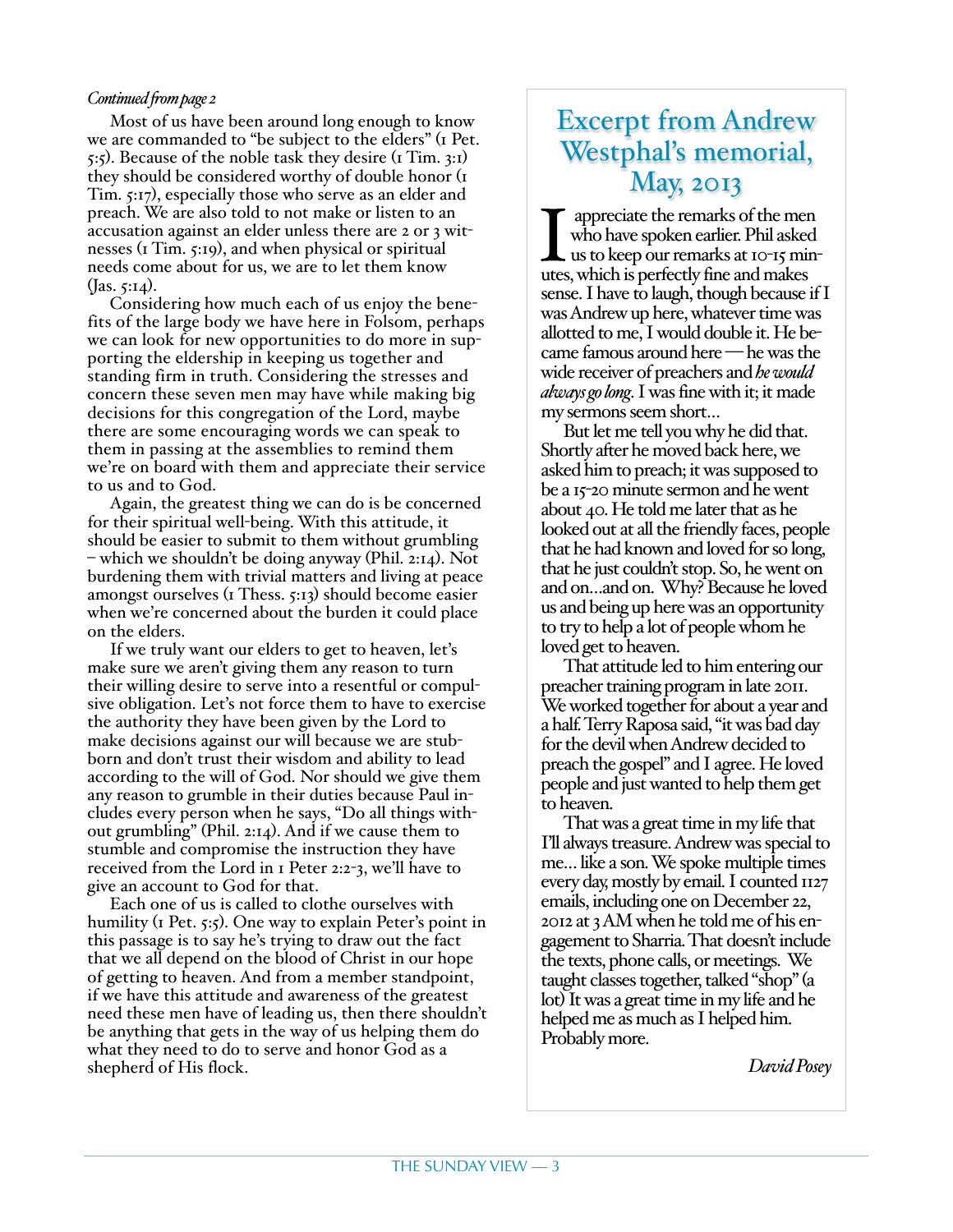*Continued from page 2*

Most of us have been around long enough to know we are commanded to "be subject to the elders" (1 Pet. 5:5). Because of the noble task they desire (1 Tim. 3:1) they should be considered worthy of double honor (1 Tim. 5:17), especially those who serve as an elder and preach. We are also told to not make or listen to an accusation against an elder unless there are 2 or 3 witnesses (1 Tim. 5:19), and when physical or spiritual needs come about for us, we are to let them know (Jas. 5:14).

Considering how much each of us enjoy the benefits of the large body we have here in Folsom, perhaps we can look for new opportunities to do more in supporting the eldership in keeping us together and standing firm in truth. Considering the stresses and concern these seven men may have while making big decisions for this congregation of the Lord, maybe there are some encouraging words we can speak to them in passing at the assemblies to remind them we're on board with them and appreciate their service to us and to God.

Again, the greatest thing we can do is be concerned for their spiritual well-being. With this attitude, it should be easier to submit to them without grumbling – which we shouldn't be doing anyway (Phil. 2:14). Not burdening them with trivial matters and living at peace amongst ourselves (1 Thess. 5:13) should become easier when we're concerned about the burden it could place on the elders.

If we truly want our elders to get to heaven, let's make sure we aren't giving them any reason to turn their willing desire to serve into a resentful or compulsive obligation. Let's not force them to have to exercise the authority they have been given by the Lord to make decisions against our will because we are stubborn and don't trust their wisdom and ability to lead according to the will of God. Nor should we give them any reason to grumble in their duties because Paul includes every person when he says, "Do all things without grumbling" (Phil. 2:14). And if we cause them to stumble and compromise the instruction they have received from the Lord in 1 Peter 2:2-3, we'll have to give an account to God for that.

Each one of us is called to clothe ourselves with humility (1 Pet. 5:5). One way to explain Peter's point in this passage is to say he's trying to draw out the fact that we all depend on the blood of Christ in our hope of getting to heaven. And from a member standpoint, if we have this attitude and awareness of the greatest need these men have of leading us, then there shouldn't be anything that gets in the way of us helping them do what they need to do to serve and honor God as a shepherd of His flock.

## Excerpt from Andrew Westphal's memorial, May, 2013

I appreciate the remarks of the men who have spoken earlier. Phil asked us to keep our remarks at 10-15 minutes, which is perfectly fine and makes sense. I have to laugh, though because if I was Andrew up here, whatever time was allotted to me, I would double it. He became famous around here — he was the wide receiver of preachers and *he would always go long*. I was fine with it; it made my sermons seem short…

But let me tell you why he did that. Shortly after he moved back here, we asked him to preach; it was supposed to be a 15-20 minute sermon and he went about 40. He told me later that as he looked out at all the friendly faces, people that he had known and loved for so long, that he just couldn't stop. So, he went on and on…and on. Why? Because he loved us and being up here was an opportunity to try to help a lot of people whom he loved get to heaven.

That attitude led to him entering our preacher training program in late 2011. We worked together for about a year and a half. Terry Raposa said, "it was bad day for the devil when Andrew decided to preach the gospel" and I agree. He loved people and just wanted to help them get to heaven.

That was a great time in my life that I'll always treasure. Andrew was special to me… like a son. We spoke multiple times every day, mostly by email. I counted 1127 emails, including one on December 22, 2012 at 3 AM when he told me of his engagement to Sharria. That doesn't include the texts, phone calls, or meetings. We taught classes together, talked "shop" (a lot) It was a great time in my life and he helped me as much as I helped him. Probably more.

*David Posey*